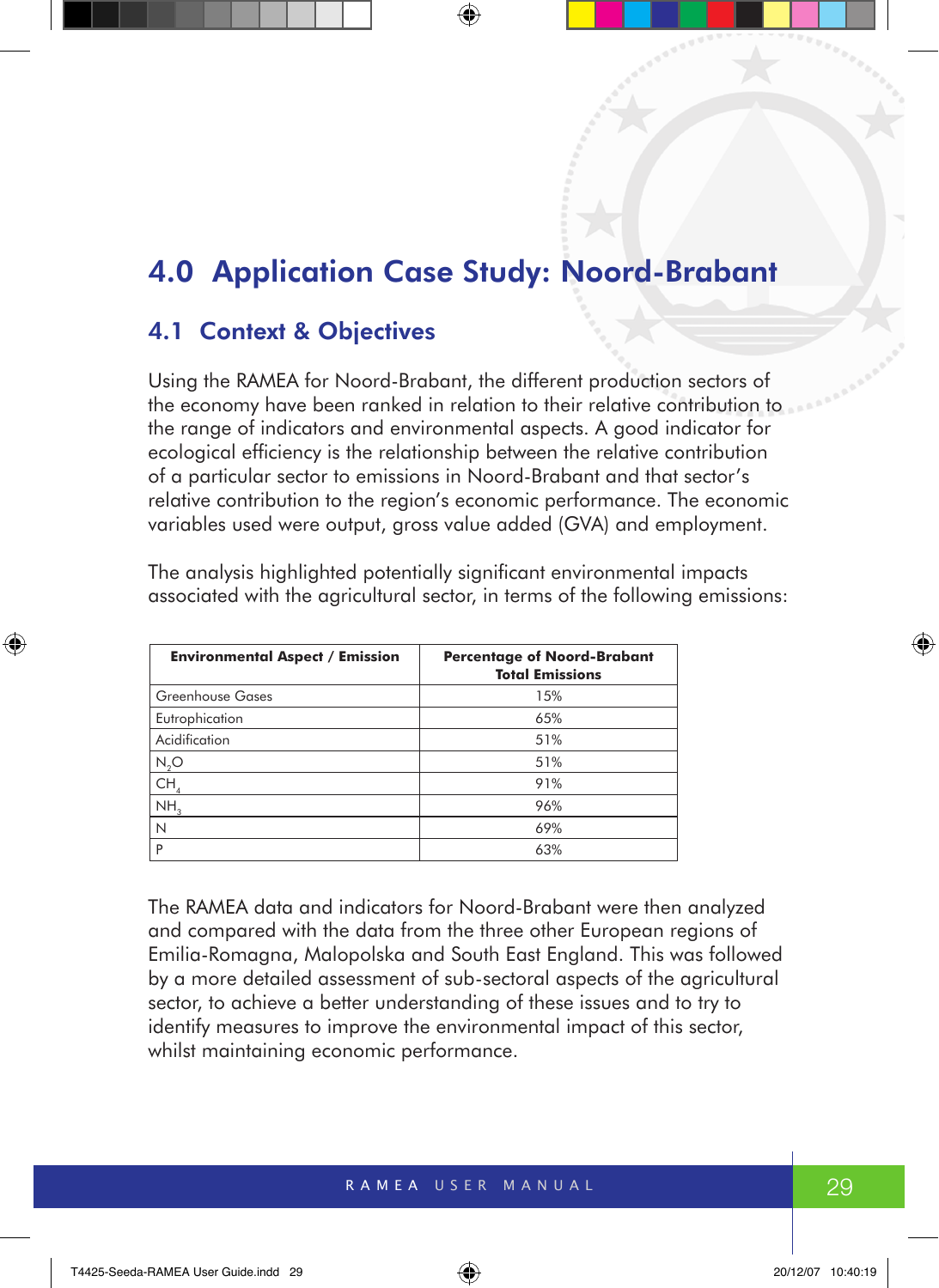# 4.0 Application Case Study: Noord-Brabant

## 4.1 Context & Objectives

Using the RAMEA for Noord-Brabant, the different production sectors of the economy have been ranked in relation to their relative contribution to the range of indicators and environmental aspects. A good indicator for ecological efficiency is the relationship between the relative contribution of a particular sector to emissions in Noord-Brabant and that sector's relative contribution to the region's economic performance. The economic variables used were output, gross value added (GVA) and employment.

The analysis highlighted potentially significant environmental impacts associated with the agricultural sector, in terms of the following emissions:

| Environmental Aspect / Emission | Percentage of Noord-Brabant Total Emissions |
|---|---|
| Greenhouse Gases | 15% |
| Eutrophication | 65% |
| Acidification | 51% |
| $N_2O$ | 51% |
| $CH_4$ | 91% |
| $NH_3$ | 96% |
| N | 69% |
| P | 63% |

The RAMEA data and indicators for Noord-Brabant were then analyzed and compared with the data from the three other European regions of Emilia-Romagna, Malopolska and South East England. This was followed by a more detailed assessment of sub-sectoral aspects of the agricultural sector, to achieve a better understanding of these issues and to try to identify measures to improve the environmental impact of this sector, whilst maintaining economic performance.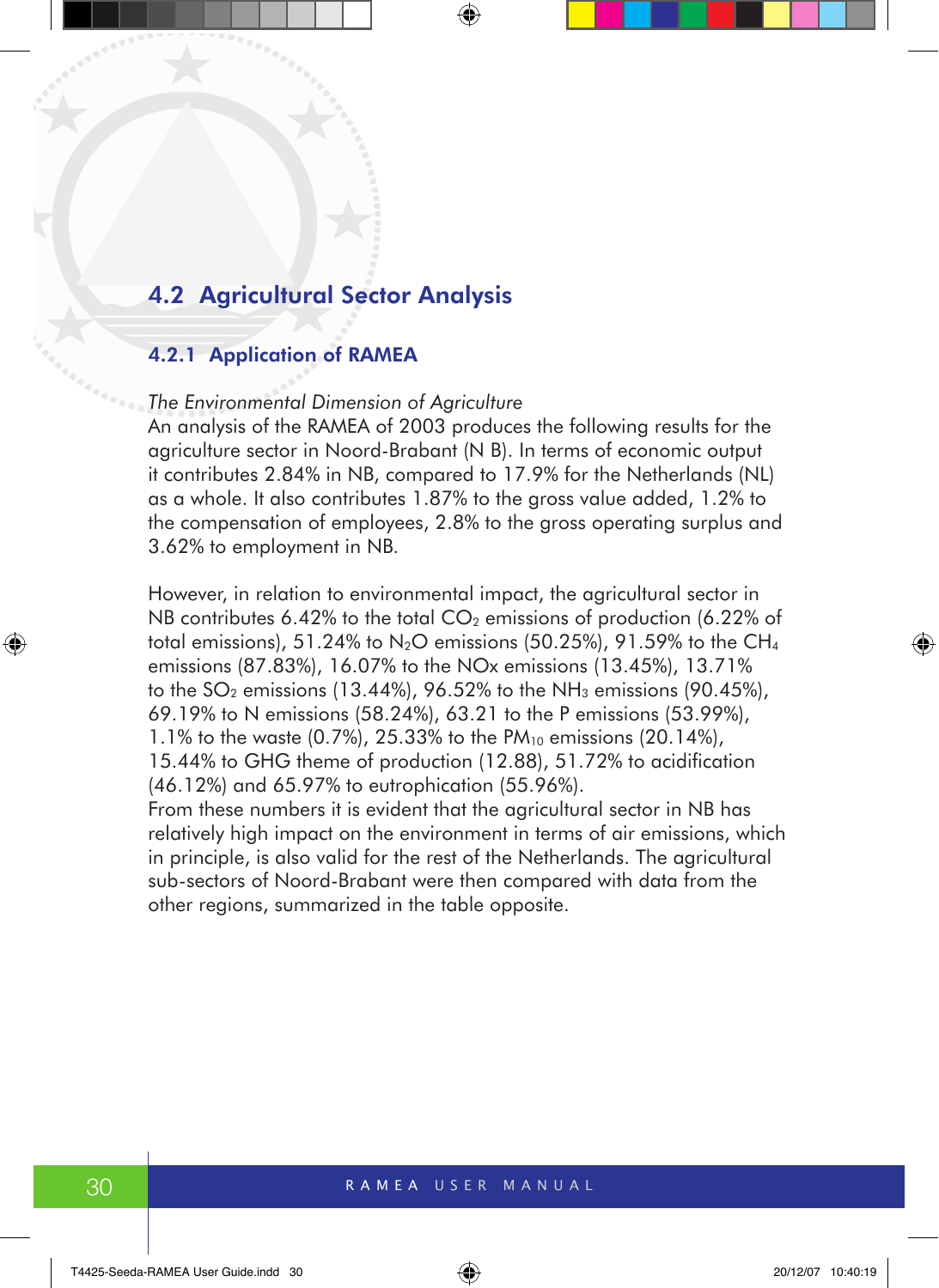## 4.2 Agricultural Sector Analysis

### 4.2.1 Application of RAMEA

*The Environmental Dimension of Agriculture*

An analysis of the RAMEA of 2003 produces the following results for the agriculture sector in Noord-Brabant (N B). In terms of economic output it contributes 2.84% in NB, compared to 17.9% for the Netherlands (NL) as a whole. It also contributes 1.87% to the gross value added, 1.2% to the compensation of employees, 2.8% to the gross operating surplus and 3.62% to employment in NB.

However, in relation to environmental impact, the agricultural sector in NB contributes 6.42% to the total $CO_2$ emissions of production (6.22% of total emissions), 51.24% to $N_2O$ emissions (50.25%), 91.59% to the $CH_4$ emissions (87.83%), 16.07% to the NOx emissions (13.45%), 13.71% to the $SO_2$ emissions (13.44%), 96.52% to the $NH_3$ emissions (90.45%), 69.19% to N emissions (58.24%), 63.21 to the P emissions (53.99%), 1.1% to the waste (0.7%), 25.33% to the $PM_{10}$ emissions (20.14%), 15.44% to GHG theme of production (12.88), 51.72% to acidification (46.12%) and 65.97% to eutrophication (55.96%).

From these numbers it is evident that the agricultural sector in NB has relatively high impact on the environment in terms of air emissions, which in principle, is also valid for the rest of the Netherlands. The agricultural sub-sectors of Noord-Brabant were then compared with data from the other regions, summarized in the table opposite.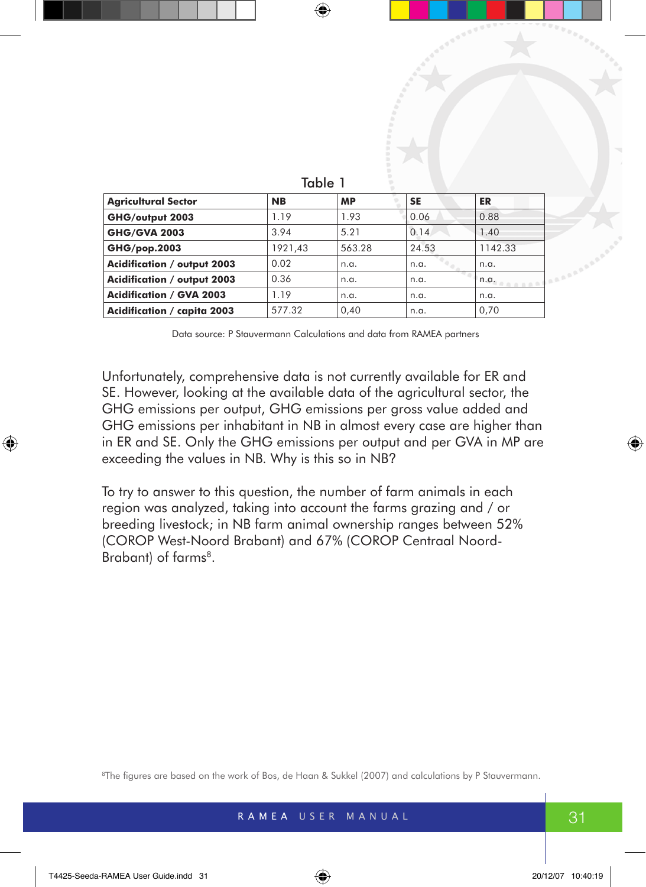Table 1

| **Agricultural Sector** | **NB** | **MP** | **SE** | **ER** |
|---|---|---|---|---|
| **GHG/output 2003** | 1.19 | 1.93 | 0.06 | 0.88 |
| **GHG/GVA 2003** | 3.94 | 5.21 | 0.14 | 1.40 |
| **GHG/pop.2003** | 1921,43 | 563.28 | 24.53 | 1142.33 |
| **Acidification / output 2003** | 0.02 | n.a. | n.a. | n.a. |
| **Acidification / output 2003** | 0.36 | n.a. | n.a. | n.a. |
| **Acidification / GVA 2003** | 1.19 | n.a. | n.a. | n.a. |
| **Acidification / capita 2003** | 577.32 | 0,40 | n.a. | 0,70 |

Data source: P Stauvermann Calculations and data from RAMEA partners

Unfortunately, comprehensive data is not currently available for ER and SE. However, looking at the available data of the agricultural sector, the GHG emissions per output, GHG emissions per gross value added and GHG emissions per inhabitant in NB in almost every case are higher than in ER and SE. Only the GHG emissions per output and per GVA in MP are exceeding the values in NB. Why is this so in NB?

To try to answer to this question, the number of farm animals in each region was analyzed, taking into account the farms grazing and / or breeding livestock; in NB farm animal ownership ranges between 52% (COROP West-Noord Brabant) and 67% (COROP Centraal Noord-Brabant) of farms[8].

[8]The figures are based on the work of Bos, de Haan & Sukkel (2007) and calculations by P Stauvermann.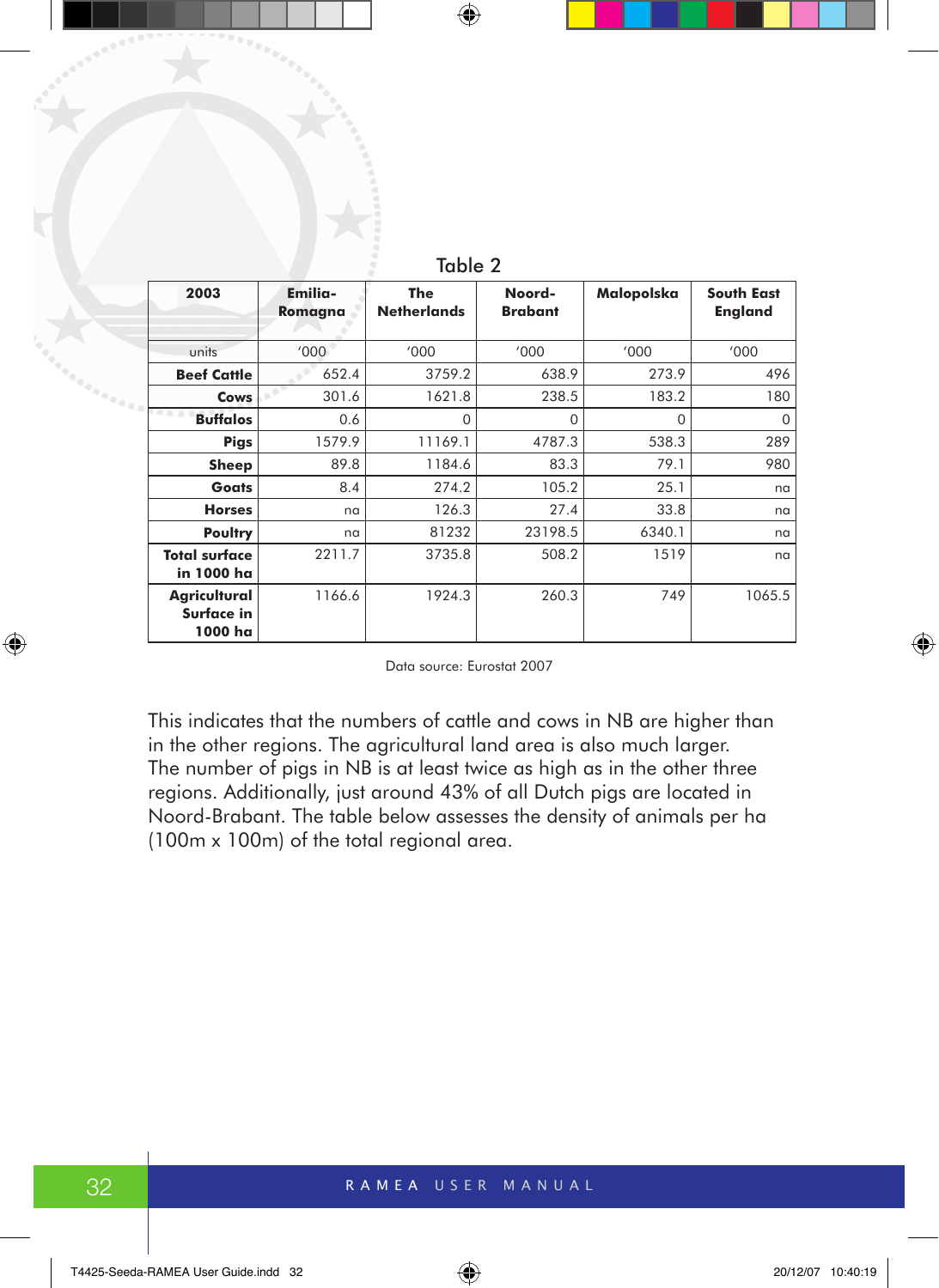Table 2

| 2003 | Emilia-Romagna | The Netherlands | Noord-Brabant | Malopolska | South East England |
|---|---|---|---|---|---|
| units | '000 | '000 | '000 | '000 | '000 |
| **Beef Cattle** | 652.4 | 3759.2 | 638.9 | 273.9 | 496 |
| **Cows** | 301.6 | 1621.8 | 238.5 | 183.2 | 180 |
| **Buffalos** | 0.6 | 0 | 0 | 0 | 0 |
| **Pigs** | 1579.9 | 11169.1 | 4787.3 | 538.3 | 289 |
| **Sheep** | 89.8 | 1184.6 | 83.3 | 79.1 | 980 |
| **Goats** | 8.4 | 274.2 | 105.2 | 25.1 | na |
| **Horses** | na | 126.3 | 27.4 | 33.8 | na |
| **Poultry** | na | 81232 | 23198.5 | 6340.1 | na |
| **Total surface in 1000 ha** | 2211.7 | 3735.8 | 508.2 | 1519 | na |
| **Agricultural Surface in 1000 ha** | 1166.6 | 1924.3 | 260.3 | 749 | 1065.5 |

Data source: Eurostat 2007

This indicates that the numbers of cattle and cows in NB are higher than in the other regions. The agricultural land area is also much larger. The number of pigs in NB is at least twice as high as in the other three regions. Additionally, just around 43% of all Dutch pigs are located in Noord-Brabant. The table below assesses the density of animals per ha (100m x 100m) of the total regional area.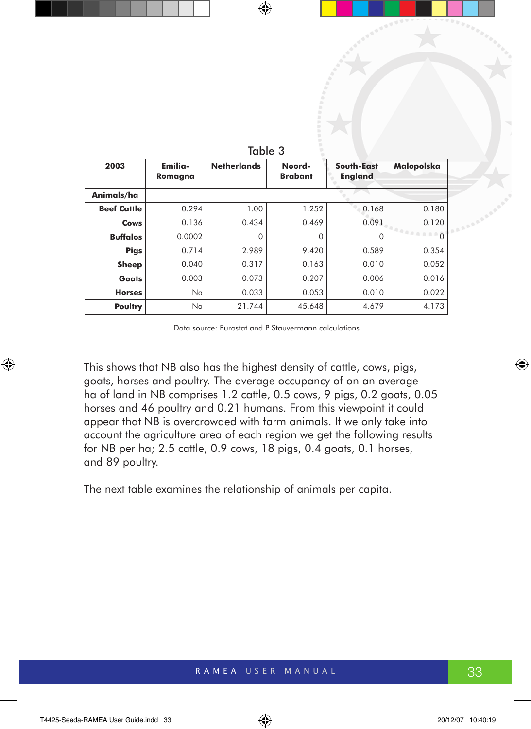Table 3

| 2003 | Emilia-Romagna | Netherlands | Noord-Brabant | South-East England | Malopolska |
|---|---|---|---|---|---|
| **Animals/ha** | | | | | |
| **Beef Cattle** | 0.294 | 1.00 | 1.252 | 0.168 | 0.180 |
| **Cows** | 0.136 | 0.434 | 0.469 | 0.091 | 0.120 |
| **Buffalos** | 0.0002 | 0 | 0 | 0 | 0 |
| **Pigs** | 0.714 | 2.989 | 9.420 | 0.589 | 0.354 |
| **Sheep** | 0.040 | 0.317 | 0.163 | 0.010 | 0.052 |
| **Goats** | 0.003 | 0.073 | 0.207 | 0.006 | 0.016 |
| **Horses** | Na | 0.033 | 0.053 | 0.010 | 0.022 |
| **Poultry** | Na | 21.744 | 45.648 | 4.679 | 4.173 |

Data source: Eurostat and P Stauvermann calculations

This shows that NB also has the highest density of cattle, cows, pigs, goats, horses and poultry. The average occupancy of on an average ha of land in NB comprises 1.2 cattle, 0.5 cows, 9 pigs, 0.2 goats, 0.05 horses and 46 poultry and 0.21 humans. From this viewpoint it could appear that NB is overcrowded with farm animals. If we only take into account the agriculture area of each region we get the following results for NB per ha; 2.5 cattle, 0.9 cows, 18 pigs, 0.4 goats, 0.1 horses, and 89 poultry.

The next table examines the relationship of animals per capita.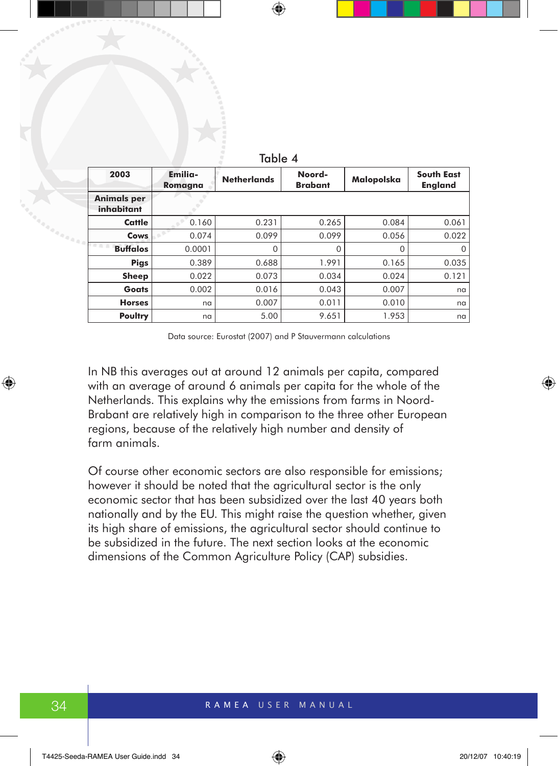Table 4

| 2003 | Emilia-Romagna | Netherlands | Noord-Brabant | Malopolska | South East England |
|---|---|---|---|---|---|
| **Animals per inhabitant** | | | | | |
| **Cattle** | 0.160 | 0.231 | 0.265 | 0.084 | 0.061 |
| **Cows** | 0.074 | 0.099 | 0.099 | 0.056 | 0.022 |
| **Buffalos** | 0.0001 | 0 | 0 | 0 | 0 |
| **Pigs** | 0.389 | 0.688 | 1.991 | 0.165 | 0.035 |
| **Sheep** | 0.022 | 0.073 | 0.034 | 0.024 | 0.121 |
| **Goats** | 0.002 | 0.016 | 0.043 | 0.007 | na |
| **Horses** | na | 0.007 | 0.011 | 0.010 | na |
| **Poultry** | na | 5.00 | 9.651 | 1.953 | na |

Data source: Eurostat (2007) and P Stauvermann calculations

In NB this averages out at around 12 animals per capita, compared with an average of around 6 animals per capita for the whole of the Netherlands. This explains why the emissions from farms in Noord-Brabant are relatively high in comparison to the three other European regions, because of the relatively high number and density of farm animals.

Of course other economic sectors are also responsible for emissions; however it should be noted that the agricultural sector is the only economic sector that has been subsidized over the last 40 years both nationally and by the EU. This might raise the question whether, given its high share of emissions, the agricultural sector should continue to be subsidized in the future. The next section looks at the economic dimensions of the Common Agriculture Policy (CAP) subsidies.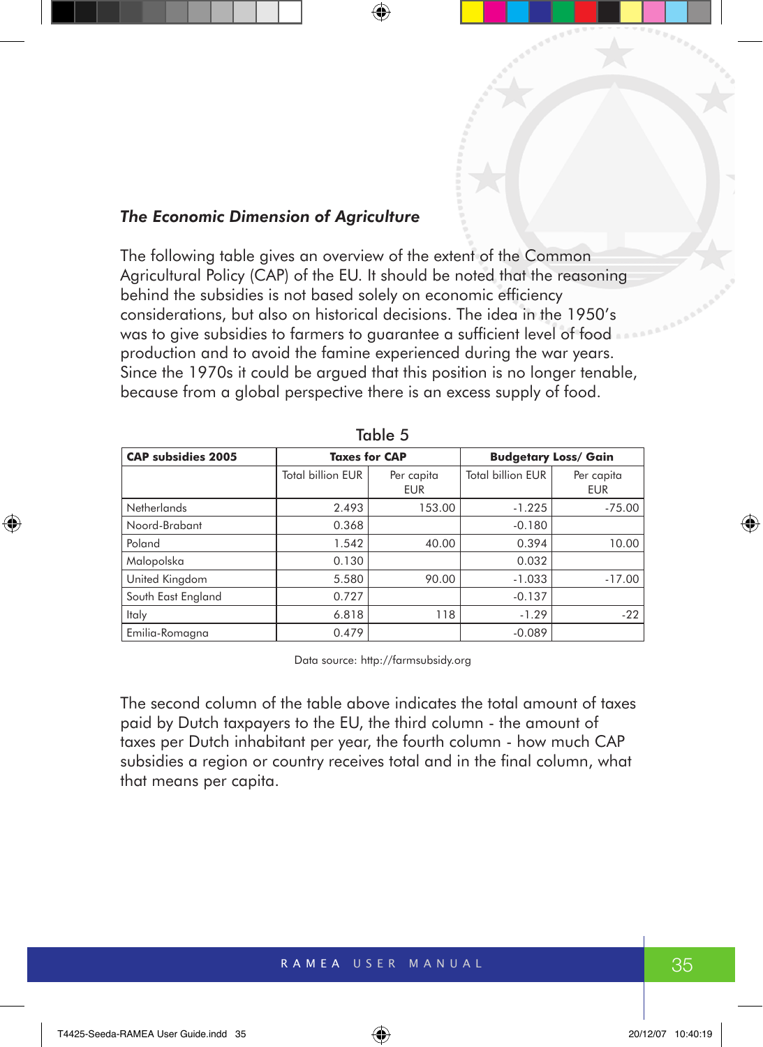### *The Economic Dimension of Agriculture*

The following table gives an overview of the extent of the Common Agricultural Policy (CAP) of the EU. It should be noted that the reasoning behind the subsidies is not based solely on economic efficiency considerations, but also on historical decisions. The idea in the 1950's was to give subsidies to farmers to guarantee a sufficient level of food production and to avoid the famine experienced during the war years. Since the 1970s it could be argued that this position is no longer tenable, because from a global perspective there is an excess supply of food.

Table 5

| CAP subsidies 2005 | Taxes for CAP | | Budgetary Loss/ Gain | |
|---|---|---|---|---|
| | Total billion EUR | Per capita EUR | Total billion EUR | Per capita EUR |
| Netherlands | 2.493 | 153.00 | -1.225 | -75.00 |
| Noord-Brabant | 0.368 | | -0.180 | |
| Poland | 1.542 | 40.00 | 0.394 | 10.00 |
| Malopolska | 0.130 | | 0.032 | |
| United Kingdom | 5.580 | 90.00 | -1.033 | -17.00 |
| South East England | 0.727 | | -0.137 | |
| Italy | 6.818 | 118 | -1.29 | -22 |
| Emilia-Romagna | 0.479 | | -0.089 | |

Data source: http://farmsubsidy.org

The second column of the table above indicates the total amount of taxes paid by Dutch taxpayers to the EU, the third column - the amount of taxes per Dutch inhabitant per year, the fourth column - how much CAP subsidies a region or country receives total and in the final column, what that means per capita.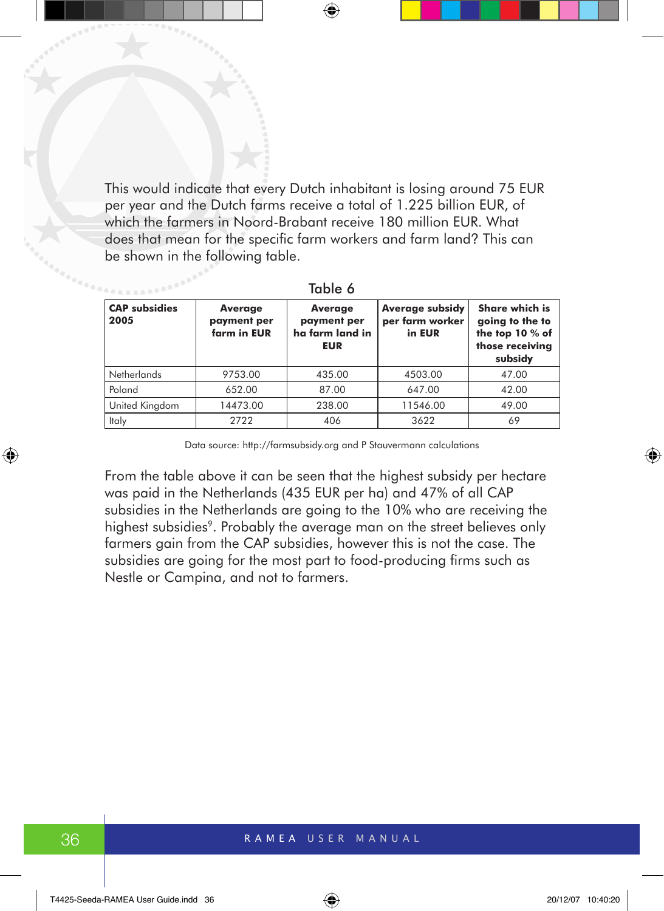This would indicate that every Dutch inhabitant is losing around 75 EUR per year and the Dutch farms receive a total of 1.225 billion EUR, of which the farmers in Noord-Brabant receive 180 million EUR. What does that mean for the specific farm workers and farm land? This can be shown in the following table.

Table 6

| **CAP subsidies 2005** | **Average payment per farm in EUR** | **Average payment per ha farm land in EUR** | **Average subsidy per farm worker in EUR** | **Share which is going to the to the top 10 % of those receiving subsidy** |
|---|---|---|---|---|
| Netherlands | 9753.00 | 435.00 | 4503.00 | 47.00 |
| Poland | 652.00 | 87.00 | 647.00 | 42.00 |
| United Kingdom | 14473.00 | 238.00 | 11546.00 | 49.00 |
| Italy | 2722 | 406 | 3622 | 69 |

Data source: http://farmsubsidy.org and P Stauvermann calculations

From the table above it can be seen that the highest subsidy per hectare was paid in the Netherlands (435 EUR per ha) and 47% of all CAP subsidies in the Netherlands are going to the 10% who are receiving the highest subsidies[9]. Probably the average man on the street believes only farmers gain from the CAP subsidies, however this is not the case. The subsidies are going for the most part to food-producing firms such as Nestle or Campina, and not to farmers.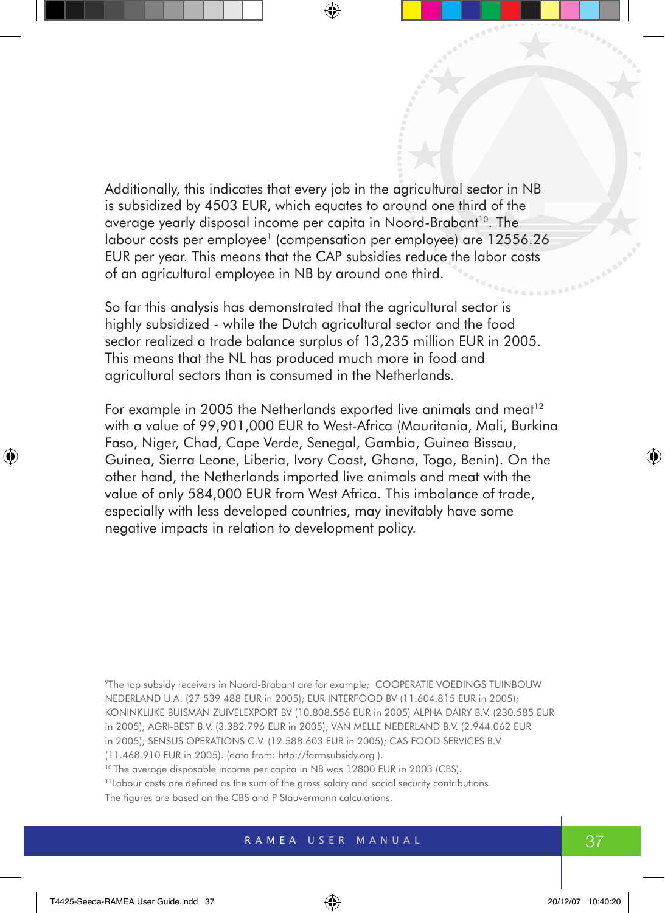Additionally, this indicates that every job in the agricultural sector in NB is subsidized by 4503 EUR, which equates to around one third of the average yearly disposal income per capita in Noord-Brabant[10]. The labour costs per employee[1] (compensation per employee) are 12556.26 EUR per year. This means that the CAP subsidies reduce the labor costs of an agricultural employee in NB by around one third.

So far this analysis has demonstrated that the agricultural sector is highly subsidized - while the Dutch agricultural sector and the food sector realized a trade balance surplus of 13,235 million EUR in 2005. This means that the NL has produced much more in food and agricultural sectors than is consumed in the Netherlands.

For example in 2005 the Netherlands exported live animals and meat[12] with a value of 99,901,000 EUR to West-Africa (Mauritania, Mali, Burkina Faso, Niger, Chad, Cape Verde, Senegal, Gambia, Guinea Bissau, Guinea, Sierra Leone, Liberia, Ivory Coast, Ghana, Togo, Benin). On the other hand, the Netherlands imported live animals and meat with the value of only 584,000 EUR from West Africa. This imbalance of trade, especially with less developed countries, may inevitably have some negative impacts in relation to development policy.

[9]The top subsidy receivers in Noord-Brabant are for example; COOPERATIE VOEDINGS TUINBOUW NEDERLAND U.A. (27 539 488 EUR in 2005); EUR INTERFOOD BV (11.604.815 EUR in 2005); KONINKLIJKE BUISMAN ZUIVELEXPORT BV (10.808.556 EUR in 2005) ALPHA DAIRY B.V. (230.585 EUR in 2005); AGRI-BEST B.V. (3.382.796 EUR in 2005); VAN MELLE NEDERLAND B.V. (2.944.062 EUR in 2005); SENSUS OPERATIONS C.V. (12.588.603 EUR in 2005); CAS FOOD SERVICES B.V. (11.468.910 EUR in 2005). (data from: http://farmsubsidy.org ).

[10] The average disposable income per capita in NB was 12800 EUR in 2003 (CBS).

[11]Labour costs are defined as the sum of the gross salary and social security contributions. The figures are based on the CBS and P Stauvermann calculations.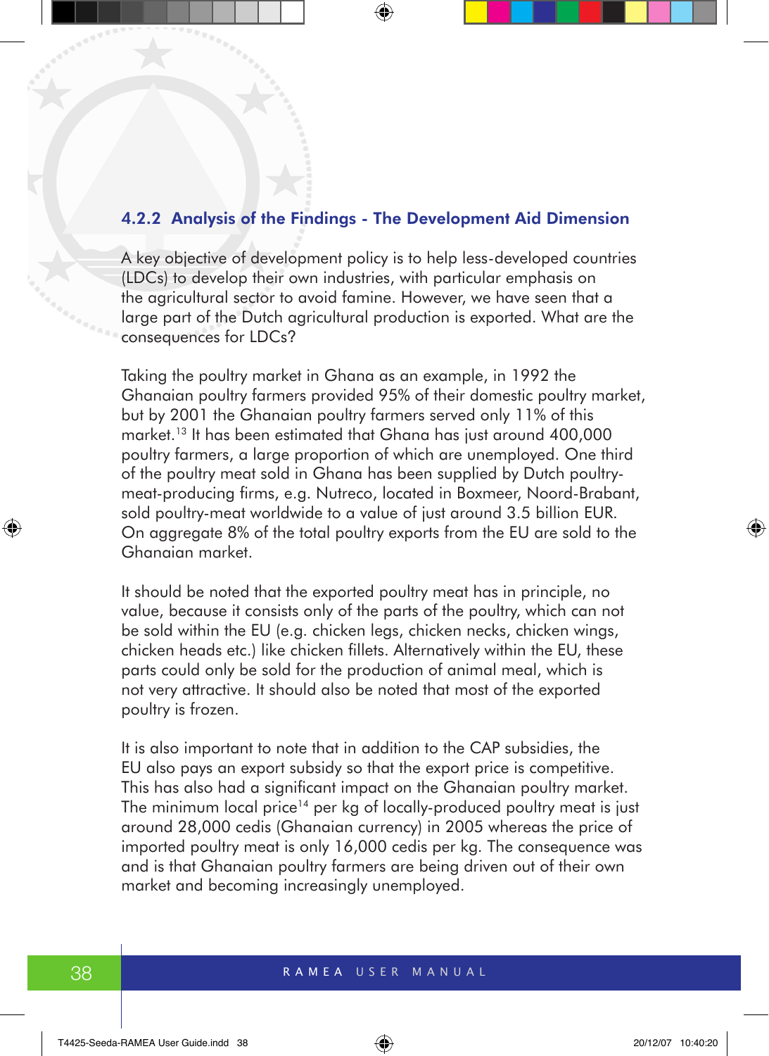### 4.2.2 Analysis of the Findings - The Development Aid Dimension

A key objective of development policy is to help less-developed countries (LDCs) to develop their own industries, with particular emphasis on the agricultural sector to avoid famine. However, we have seen that a large part of the Dutch agricultural production is exported. What are the consequences for LDCs?

Taking the poultry market in Ghana as an example, in 1992 the Ghanaian poultry farmers provided 95% of their domestic poultry market, but by 2001 the Ghanaian poultry farmers served only 11% of this market.[13] It has been estimated that Ghana has just around 400,000 poultry farmers, a large proportion of which are unemployed. One third of the poultry meat sold in Ghana has been supplied by Dutch poultry-meat-producing firms, e.g. Nutreco, located in Boxmeer, Noord-Brabant, sold poultry-meat worldwide to a value of just around 3.5 billion EUR. On aggregate 8% of the total poultry exports from the EU are sold to the Ghanaian market.

It should be noted that the exported poultry meat has in principle, no value, because it consists only of the parts of the poultry, which can not be sold within the EU (e.g. chicken legs, chicken necks, chicken wings, chicken heads etc.) like chicken fillets. Alternatively within the EU, these parts could only be sold for the production of animal meal, which is not very attractive. It should also be noted that most of the exported poultry is frozen.

It is also important to note that in addition to the CAP subsidies, the EU also pays an export subsidy so that the export price is competitive. This has also had a significant impact on the Ghanaian poultry market. The minimum local price[14] per kg of locally-produced poultry meat is just around 28,000 cedis (Ghanaian currency) in 2005 whereas the price of imported poultry meat is only 16,000 cedis per kg. The consequence was and is that Ghanaian poultry farmers are being driven out of their own market and becoming increasingly unemployed.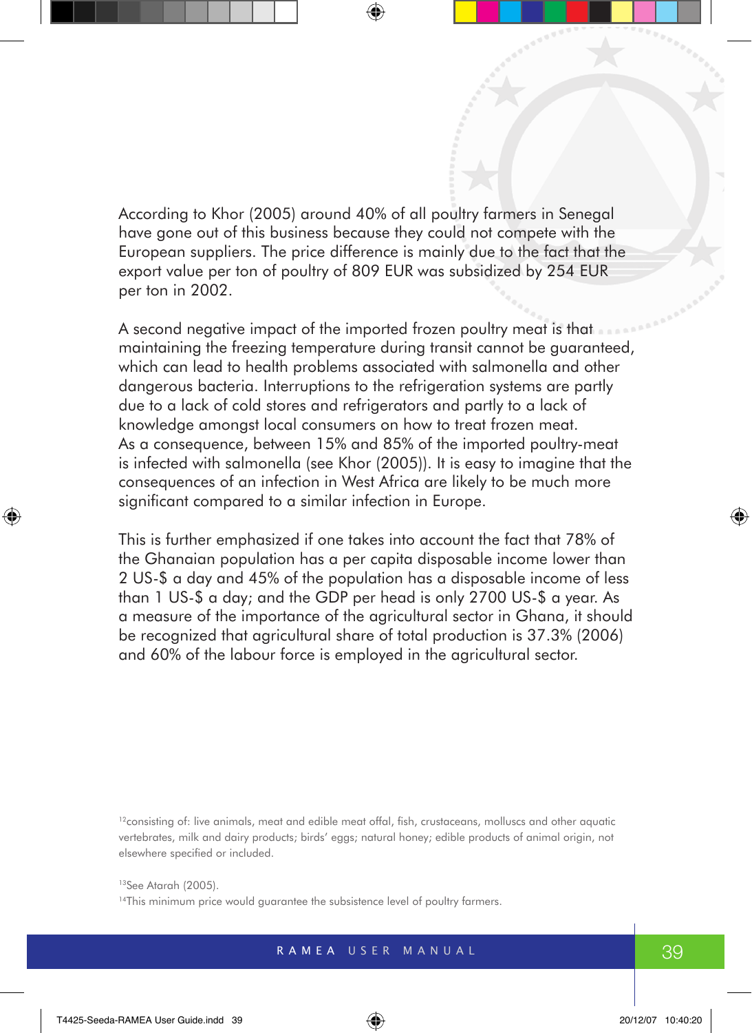According to Khor (2005) around 40% of all poultry farmers in Senegal have gone out of this business because they could not compete with the European suppliers. The price difference is mainly due to the fact that the export value per ton of poultry of 809 EUR was subsidized by 254 EUR per ton in 2002.

A second negative impact of the imported frozen poultry meat is that maintaining the freezing temperature during transit cannot be guaranteed, which can lead to health problems associated with salmonella and other dangerous bacteria. Interruptions to the refrigeration systems are partly due to a lack of cold stores and refrigerators and partly to a lack of knowledge amongst local consumers on how to treat frozen meat. As a consequence, between 15% and 85% of the imported poultry-meat is infected with salmonella (see Khor (2005)). It is easy to imagine that the consequences of an infection in West Africa are likely to be much more significant compared to a similar infection in Europe.

This is further emphasized if one takes into account the fact that 78% of the Ghanaian population has a per capita disposable income lower than 2 US-$ a day and 45% of the population has a disposable income of less than 1 US-$ a day; and the GDP per head is only 2700 US-$ a year. As a measure of the importance of the agricultural sector in Ghana, it should be recognized that agricultural share of total production is 37.3% (2006) and 60% of the labour force is employed in the agricultural sector.

[12]consisting of: live animals, meat and edible meat offal, fish, crustaceans, molluscs and other aquatic vertebrates, milk and dairy products; birds' eggs; natural honey; edible products of animal origin, not elsewhere specified or included.

[13]See Atarah (2005).

[14]This minimum price would guarantee the subsistence level of poultry farmers.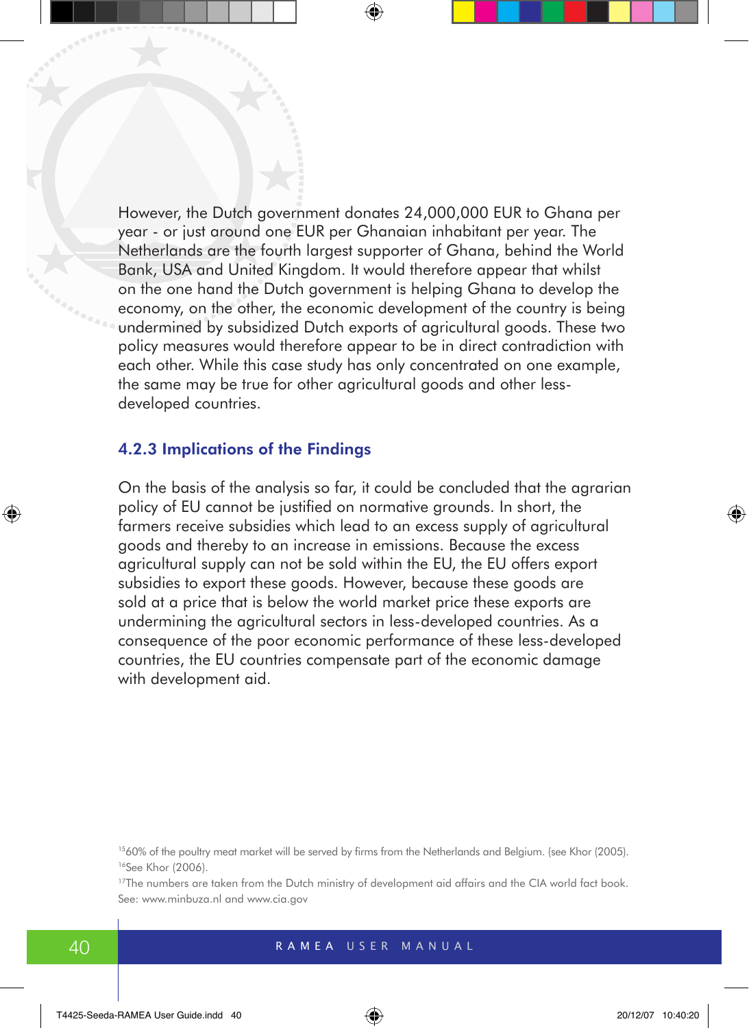However, the Dutch government donates 24,000,000 EUR to Ghana per year - or just around one EUR per Ghanaian inhabitant per year. The Netherlands are the fourth largest supporter of Ghana, behind the World Bank, USA and United Kingdom. It would therefore appear that whilst on the one hand the Dutch government is helping Ghana to develop the economy, on the other, the economic development of the country is being undermined by subsidized Dutch exports of agricultural goods. These two policy measures would therefore appear to be in direct contradiction with each other. While this case study has only concentrated on one example, the same may be true for other agricultural goods and other less-developed countries.

### 4.2.3 Implications of the Findings

On the basis of the analysis so far, it could be concluded that the agrarian policy of EU cannot be justified on normative grounds. In short, the farmers receive subsidies which lead to an excess supply of agricultural goods and thereby to an increase in emissions. Because the excess agricultural supply can not be sold within the EU, the EU offers export subsidies to export these goods. However, because these goods are sold at a price that is below the world market price these exports are undermining the agricultural sectors in less-developed countries. As a consequence of the poor economic performance of these less-developed countries, the EU countries compensate part of the economic damage with development aid.

[15] 60% of the poultry meat market will be served by firms from the Netherlands and Belgium. (see Khor (2005).

[16] See Khor (2006).

[17] The numbers are taken from the Dutch ministry of development aid affairs and the CIA world fact book. See: www.minbuza.nl and www.cia.gov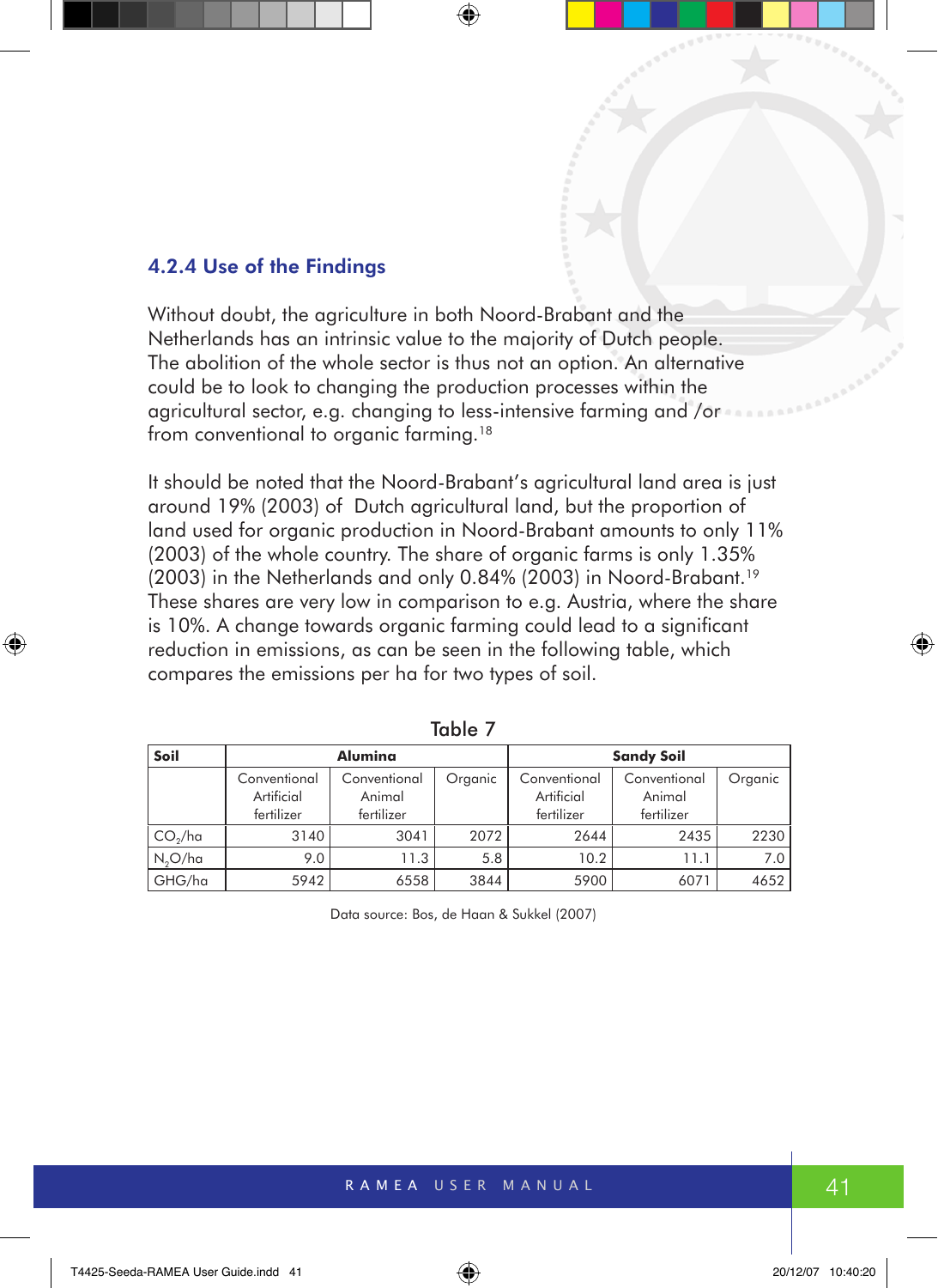### 4.2.4 Use of the Findings

Without doubt, the agriculture in both Noord-Brabant and the Netherlands has an intrinsic value to the majority of Dutch people. The abolition of the whole sector is thus not an option. An alternative could be to look to changing the production processes within the agricultural sector, e.g. changing to less-intensive farming and /or from conventional to organic farming.[18]

It should be noted that the Noord-Brabant's agricultural land area is just around 19% (2003) of Dutch agricultural land, but the proportion of land used for organic production in Noord-Brabant amounts to only 11% (2003) of the whole country. The share of organic farms is only 1.35% (2003) in the Netherlands and only 0.84% (2003) in Noord-Brabant.[19] These shares are very low in comparison to e.g. Austria, where the share is 10%. A change towards organic farming could lead to a significant reduction in emissions, as can be seen in the following table, which compares the emissions per ha for two types of soil.

Table 7

| Soil | Alumina | | | Sandy Soil | | |
|---|---|---|---|---|---|---|
| | Conventional Artificial fertilizer | Conventional Animal fertilizer | Organic | Conventional Artificial fertilizer | Conventional Animal fertilizer | Organic |
| $CO_2$/ha | 3140 | 3041 | 2072 | 2644 | 2435 | 2230 |
| $N_2O$/ha | 9.0 | 11.3 | 5.8 | 10.2 | 11.1 | 7.0 |
| GHG/ha | 5942 | 6558 | 3844 | 5900 | 6071 | 4652 |

Data source: Bos, de Haan & Sukkel (2007)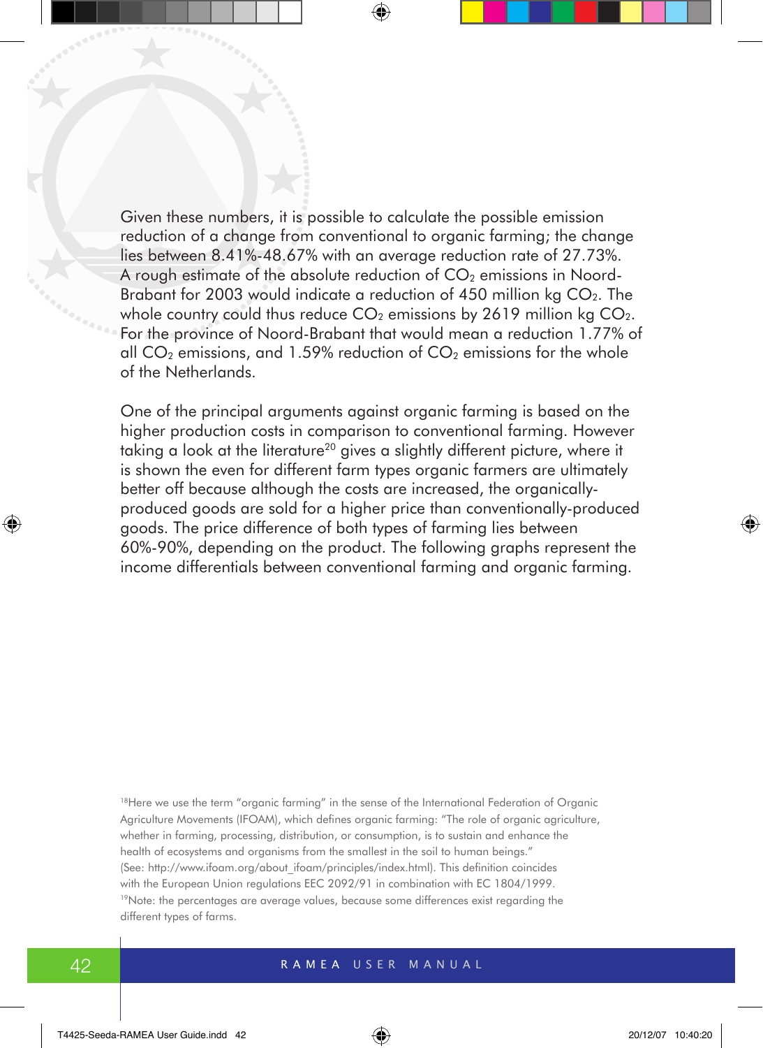Given these numbers, it is possible to calculate the possible emission reduction of a change from conventional to organic farming; the change lies between 8.41%-48.67% with an average reduction rate of 27.73%. A rough estimate of the absolute reduction of $CO_2$ emissions in Noord-Brabant for 2003 would indicate a reduction of 450 million kg $CO_2$. The whole country could thus reduce $CO_2$ emissions by 2619 million kg $CO_2$. For the province of Noord-Brabant that would mean a reduction 1.77% of all $CO_2$ emissions, and 1.59% reduction of $CO_2$ emissions for the whole of the Netherlands.

One of the principal arguments against organic farming is based on the higher production costs in comparison to conventional farming. However taking a look at the literature[20] gives a slightly different picture, where it is shown the even for different farm types organic farmers are ultimately better off because although the costs are increased, the organically-produced goods are sold for a higher price than conventionally-produced goods. The price difference of both types of farming lies between 60%-90%, depending on the product. The following graphs represent the income differentials between conventional farming and organic farming.

[18]Here we use the term "organic farming" in the sense of the International Federation of Organic Agriculture Movements (IFOAM), which defines organic farming: "The role of organic agriculture, whether in farming, processing, distribution, or consumption, is to sustain and enhance the health of ecosystems and organisms from the smallest in the soil to human beings." (See: http://www.ifoam.org/about_ifoam/principles/index.html). This definition coincides with the European Union regulations EEC 2092/91 in combination with EC 1804/1999.

[19]Note: the percentages are average values, because some differences exist regarding the different types of farms.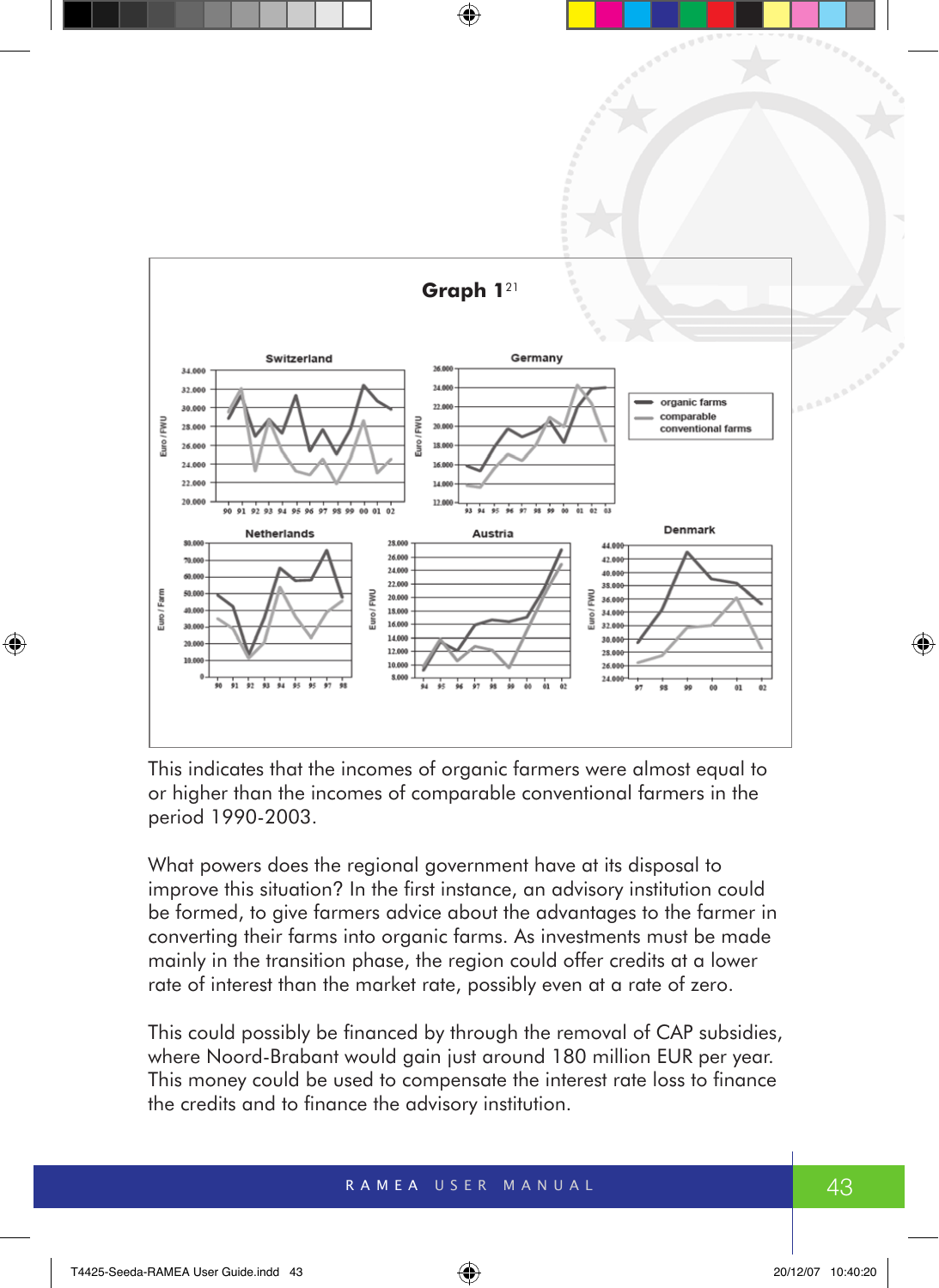**Graph 1**[21]

Switzerland / Germany / Netherlands / Austria / Denmark

organic farms
comparable conventional farms

This indicates that the incomes of organic farmers were almost equal to or higher than the incomes of comparable conventional farmers in the period 1990-2003.

What powers does the regional government have at its disposal to improve this situation? In the first instance, an advisory institution could be formed, to give farmers advice about the advantages to the farmer in converting their farms into organic farms. As investments must be made mainly in the transition phase, the region could offer credits at a lower rate of interest than the market rate, possibly even at a rate of zero.

This could possibly be financed by through the removal of CAP subsidies, where Noord-Brabant would gain just around 180 million EUR per year. This money could be used to compensate the interest rate loss to finance the credits and to finance the advisory institution.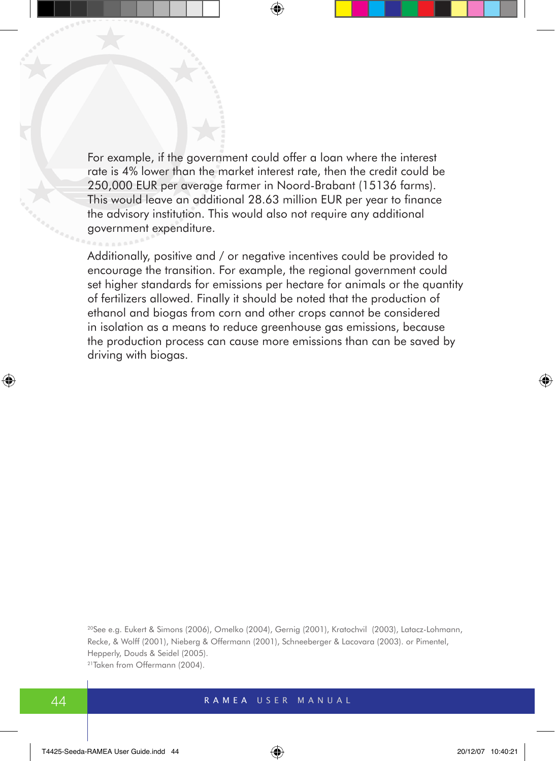For example, if the government could offer a loan where the interest rate is 4% lower than the market interest rate, then the credit could be 250,000 EUR per average farmer in Noord-Brabant (15136 farms). This would leave an additional 28.63 million EUR per year to finance the advisory institution. This would also not require any additional government expenditure.

Additionally, positive and / or negative incentives could be provided to encourage the transition. For example, the regional government could set higher standards for emissions per hectare for animals or the quantity of fertilizers allowed. Finally it should be noted that the production of ethanol and biogas from corn and other crops cannot be considered in isolation as a means to reduce greenhouse gas emissions, because the production process can cause more emissions than can be saved by driving with biogas.

[20]See e.g. Eukert & Simons (2006), Omelko (2004), Gernig (2001), Kratochvil (2003), Latacz-Lohmann, Recke, & Wolff (2001), Nieberg & Offermann (2001), Schneeberger & Lacovara (2003). or Pimentel, Hepperly, Douds & Seidel (2005).

[21]Taken from Offermann (2004).